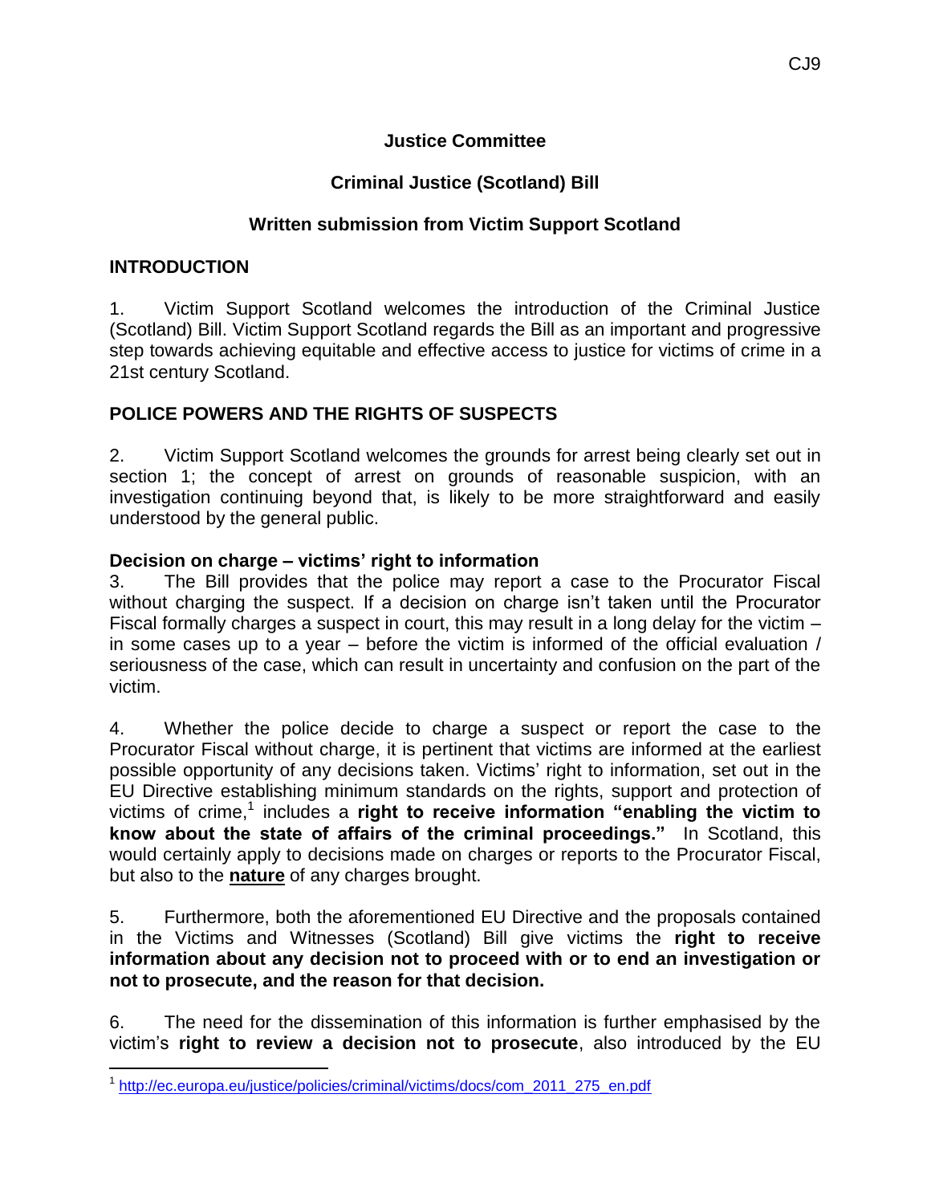CJ9

**Justice Committee**

**Criminal Justice (Scotland) Bill**

**Written submission from Victim Support Scotland**

## INTRODUCTION

1. Victim Support Scotland welcomes the introduction of the Criminal Justice (Scotland) Bill. Victim Support Scotland regards the Bill as an important and progressive step towards achieving equitable and effective access to justice for victims of crime in a 21st century Scotland.

## POLICE POWERS AND THE RIGHTS OF SUSPECTS

2. Victim Support Scotland welcomes the grounds for arrest being clearly set out in section 1; the concept of arrest on grounds of reasonable suspicion, with an investigation continuing beyond that, is likely to be more straightforward and easily understood by the general public.

### Decision on charge – victims' right to information

3. The Bill provides that the police may report a case to the Procurator Fiscal without charging the suspect. If a decision on charge isn't taken until the Procurator Fiscal formally charges a suspect in court, this may result in a long delay for the victim – in some cases up to a year – before the victim is informed of the official evaluation / seriousness of the case, which can result in uncertainty and confusion on the part of the victim.

4. Whether the police decide to charge a suspect or report the case to the Procurator Fiscal without charge, it is pertinent that victims are informed at the earliest possible opportunity of any decisions taken. Victims' right to information, set out in the EU Directive establishing minimum standards on the rights, support and protection of victims of crime,[1] includes a **right to receive information "enabling the victim to know about the state of affairs of the criminal proceedings."** In Scotland, this would certainly apply to decisions made on charges or reports to the Procurator Fiscal, but also to the **nature** of any charges brought.

5. Furthermore, both the aforementioned EU Directive and the proposals contained in the Victims and Witnesses (Scotland) Bill give victims the **right to receive information about any decision not to proceed with or to end an investigation or not to prosecute, and the reason for that decision.**

6. The need for the dissemination of this information is further emphasised by the victim's **right to review a decision not to prosecute**, also introduced by the EU

[1] http://ec.europa.eu/justice/policies/criminal/victims/docs/com_2011_275_en.pdf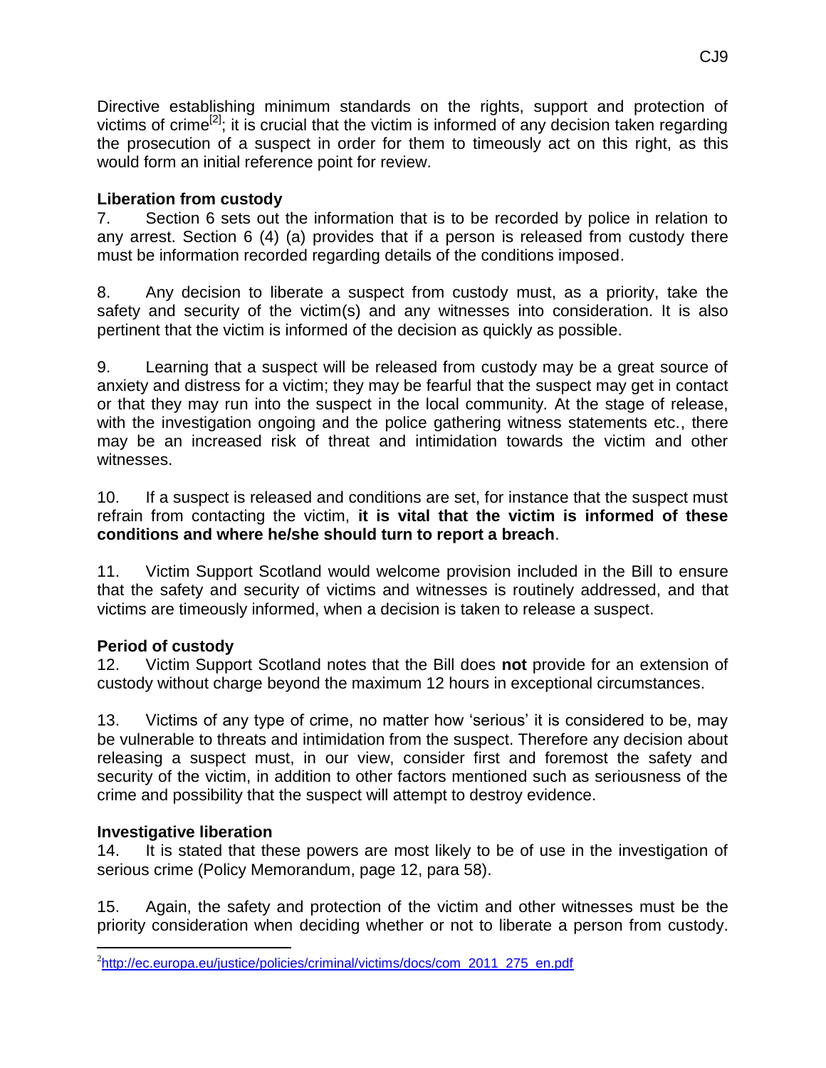Directive establishing minimum standards on the rights, support and protection of victims of crime[2]; it is crucial that the victim is informed of any decision taken regarding the prosecution of a suspect in order for them to timeously act on this right, as this would form an initial reference point for review.

**Liberation from custody**

7. Section 6 sets out the information that is to be recorded by police in relation to any arrest. Section 6 (4) (a) provides that if a person is released from custody there must be information recorded regarding details of the conditions imposed.

8. Any decision to liberate a suspect from custody must, as a priority, take the safety and security of the victim(s) and any witnesses into consideration. It is also pertinent that the victim is informed of the decision as quickly as possible.

9. Learning that a suspect will be released from custody may be a great source of anxiety and distress for a victim; they may be fearful that the suspect may get in contact or that they may run into the suspect in the local community. At the stage of release, with the investigation ongoing and the police gathering witness statements etc., there may be an increased risk of threat and intimidation towards the victim and other witnesses.

10. If a suspect is released and conditions are set, for instance that the suspect must refrain from contacting the victim, **it is vital that the victim is informed of these conditions and where he/she should turn to report a breach**.

11. Victim Support Scotland would welcome provision included in the Bill to ensure that the safety and security of victims and witnesses is routinely addressed, and that victims are timeously informed, when a decision is taken to release a suspect.

**Period of custody**

12. Victim Support Scotland notes that the Bill does **not** provide for an extension of custody without charge beyond the maximum 12 hours in exceptional circumstances.

13. Victims of any type of crime, no matter how 'serious' it is considered to be, may be vulnerable to threats and intimidation from the suspect. Therefore any decision about releasing a suspect must, in our view, consider first and foremost the safety and security of the victim, in addition to other factors mentioned such as seriousness of the crime and possibility that the suspect will attempt to destroy evidence.

**Investigative liberation**

14. It is stated that these powers are most likely to be of use in the investigation of serious crime (Policy Memorandum, page 12, para 58).

15. Again, the safety and protection of the victim and other witnesses must be the priority consideration when deciding whether or not to liberate a person from custody.

---

[2] http://ec.europa.eu/justice/policies/criminal/victims/docs/com_2011_275_en.pdf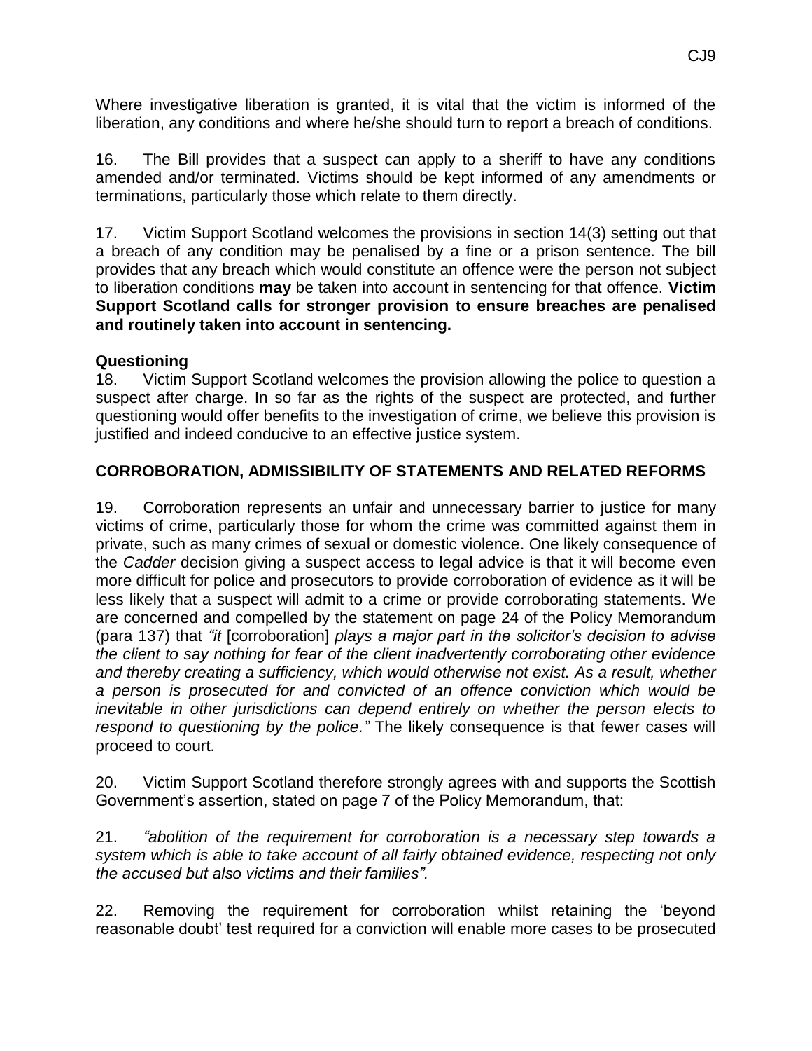Where investigative liberation is granted, it is vital that the victim is informed of the liberation, any conditions and where he/she should turn to report a breach of conditions.

16. The Bill provides that a suspect can apply to a sheriff to have any conditions amended and/or terminated. Victims should be kept informed of any amendments or terminations, particularly those which relate to them directly.

17. Victim Support Scotland welcomes the provisions in section 14(3) setting out that a breach of any condition may be penalised by a fine or a prison sentence. The bill provides that any breach which would constitute an offence were the person not subject to liberation conditions **may** be taken into account in sentencing for that offence. **Victim Support Scotland calls for stronger provision to ensure breaches are penalised and routinely taken into account in sentencing.**

**Questioning**

18. Victim Support Scotland welcomes the provision allowing the police to question a suspect after charge. In so far as the rights of the suspect are protected, and further questioning would offer benefits to the investigation of crime, we believe this provision is justified and indeed conducive to an effective justice system.

## CORROBORATION, ADMISSIBILITY OF STATEMENTS AND RELATED REFORMS

19. Corroboration represents an unfair and unnecessary barrier to justice for many victims of crime, particularly those for whom the crime was committed against them in private, such as many crimes of sexual or domestic violence. One likely consequence of the *Cadder* decision giving a suspect access to legal advice is that it will become even more difficult for police and prosecutors to provide corroboration of evidence as it will be less likely that a suspect will admit to a crime or provide corroborating statements. We are concerned and compelled by the statement on page 24 of the Policy Memorandum (para 137) that *"it* [corroboration] *plays a major part in the solicitor's decision to advise the client to say nothing for fear of the client inadvertently corroborating other evidence and thereby creating a sufficiency, which would otherwise not exist. As a result, whether a person is prosecuted for and convicted of an offence conviction which would be inevitable in other jurisdictions can depend entirely on whether the person elects to respond to questioning by the police."* The likely consequence is that fewer cases will proceed to court.

20. Victim Support Scotland therefore strongly agrees with and supports the Scottish Government's assertion, stated on page 7 of the Policy Memorandum, that:

21. *"abolition of the requirement for corroboration is a necessary step towards a system which is able to take account of all fairly obtained evidence, respecting not only the accused but also victims and their families".*

22. Removing the requirement for corroboration whilst retaining the 'beyond reasonable doubt' test required for a conviction will enable more cases to be prosecuted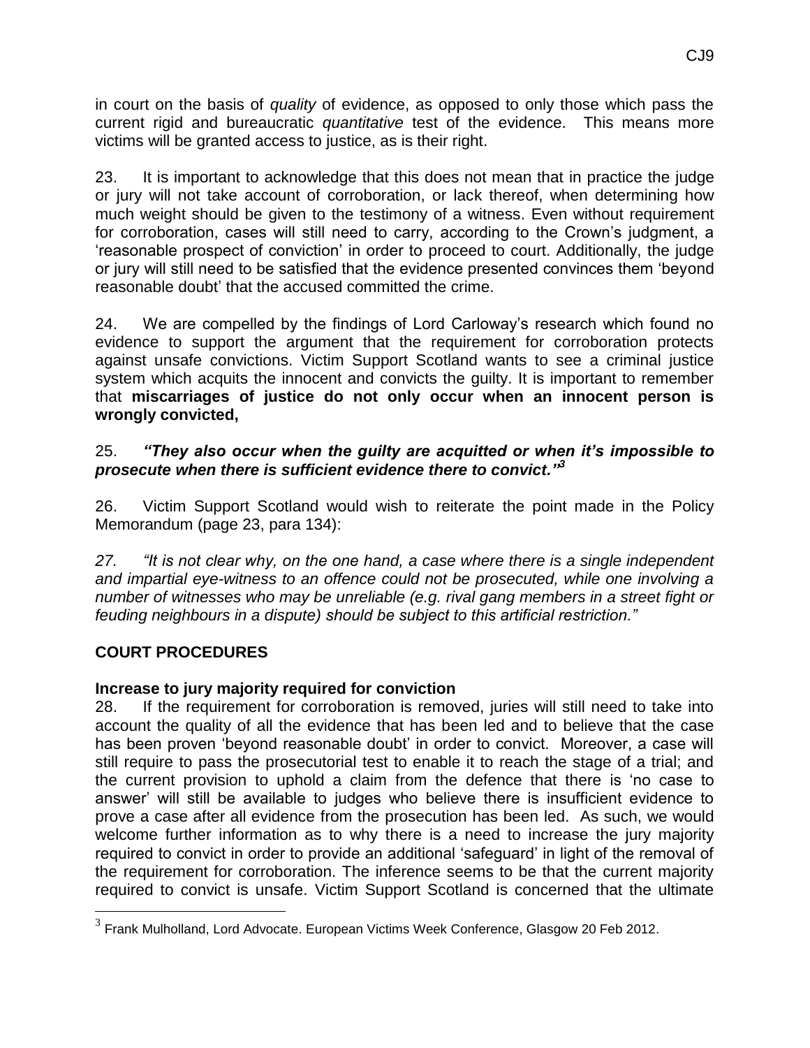in court on the basis of *quality* of evidence, as opposed to only those which pass the current rigid and bureaucratic *quantitative* test of the evidence. This means more victims will be granted access to justice, as is their right.

23. It is important to acknowledge that this does not mean that in practice the judge or jury will not take account of corroboration, or lack thereof, when determining how much weight should be given to the testimony of a witness. Even without requirement for corroboration, cases will still need to carry, according to the Crown's judgment, a 'reasonable prospect of conviction' in order to proceed to court. Additionally, the judge or jury will still need to be satisfied that the evidence presented convinces them 'beyond reasonable doubt' that the accused committed the crime.

24. We are compelled by the findings of Lord Carloway's research which found no evidence to support the argument that the requirement for corroboration protects against unsafe convictions. Victim Support Scotland wants to see a criminal justice system which acquits the innocent and convicts the guilty. It is important to remember that **miscarriages of justice do not only occur when an innocent person is wrongly convicted,**

25. ***"They also occur when the guilty are acquitted or when it's impossible to prosecute when there is sufficient evidence there to convict."***[3]

26. Victim Support Scotland would wish to reiterate the point made in the Policy Memorandum (page 23, para 134):

*27. "It is not clear why, on the one hand, a case where there is a single independent and impartial eye-witness to an offence could not be prosecuted, while one involving a number of witnesses who may be unreliable (e.g. rival gang members in a street fight or feuding neighbours in a dispute) should be subject to this artificial restriction."*

## COURT PROCEDURES

### Increase to jury majority required for conviction

28. If the requirement for corroboration is removed, juries will still need to take into account the quality of all the evidence that has been led and to believe that the case has been proven 'beyond reasonable doubt' in order to convict. Moreover, a case will still require to pass the prosecutorial test to enable it to reach the stage of a trial; and the current provision to uphold a claim from the defence that there is 'no case to answer' will still be available to judges who believe there is insufficient evidence to prove a case after all evidence from the prosecution has been led. As such, we would welcome further information as to why there is a need to increase the jury majority required to convict in order to provide an additional 'safeguard' in light of the removal of the requirement for corroboration. The inference seems to be that the current majority required to convict is unsafe. Victim Support Scotland is concerned that the ultimate

[3] Frank Mulholland, Lord Advocate. European Victims Week Conference, Glasgow 20 Feb 2012.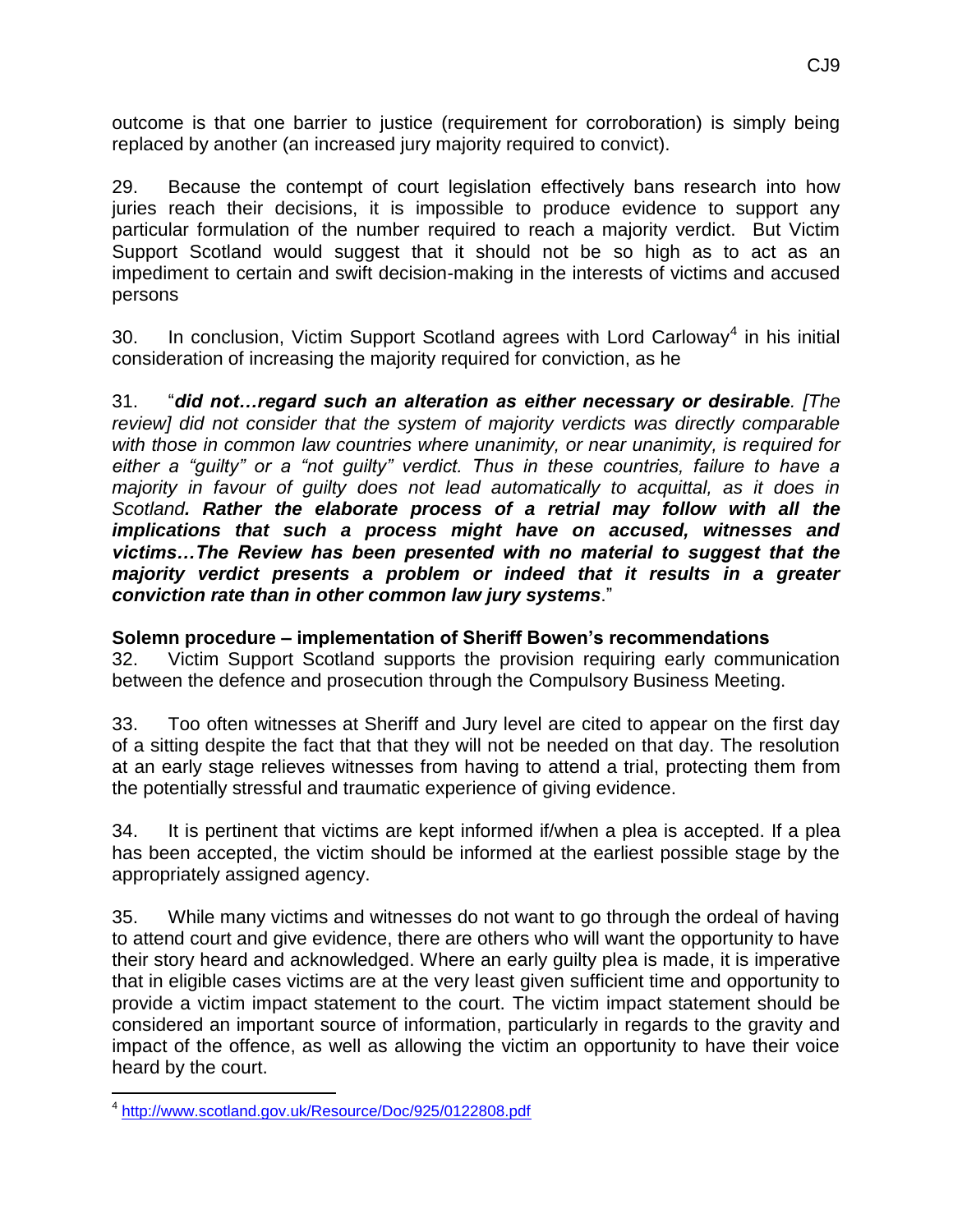outcome is that one barrier to justice (requirement for corroboration) is simply being replaced by another (an increased jury majority required to convict).

29. Because the contempt of court legislation effectively bans research into how juries reach their decisions, it is impossible to produce evidence to support any particular formulation of the number required to reach a majority verdict. But Victim Support Scotland would suggest that it should not be so high as to act as an impediment to certain and swift decision-making in the interests of victims and accused persons

30. In conclusion, Victim Support Scotland agrees with Lord Carloway[4] in his initial consideration of increasing the majority required for conviction, as he

31. "***did not…regard such an alteration as either necessary or desirable****. [The review] did not consider that the system of majority verdicts was directly comparable with those in common law countries where unanimity, or near unanimity, is required for either a "guilty" or a "not guilty" verdict. Thus in these countries, failure to have a majority in favour of guilty does not lead automatically to acquittal, as it does in Scotland*___. Rather the elaborate process of a retrial may follow with all the implications that such a process might have on accused, witnesses and victims…The Review has been presented with no material to suggest that the majority verdict presents a problem or indeed that it results in a greater conviction rate than in other common law jury systems___."

**Solemn procedure – implementation of Sheriff Bowen's recommendations**

32. Victim Support Scotland supports the provision requiring early communication between the defence and prosecution through the Compulsory Business Meeting.

33. Too often witnesses at Sheriff and Jury level are cited to appear on the first day of a sitting despite the fact that that they will not be needed on that day. The resolution at an early stage relieves witnesses from having to attend a trial, protecting them from the potentially stressful and traumatic experience of giving evidence.

34. It is pertinent that victims are kept informed if/when a plea is accepted. If a plea has been accepted, the victim should be informed at the earliest possible stage by the appropriately assigned agency.

35. While many victims and witnesses do not want to go through the ordeal of having to attend court and give evidence, there are others who will want the opportunity to have their story heard and acknowledged. Where an early guilty plea is made, it is imperative that in eligible cases victims are at the very least given sufficient time and opportunity to provide a victim impact statement to the court. The victim impact statement should be considered an important source of information, particularly in regards to the gravity and impact of the offence, as well as allowing the victim an opportunity to have their voice heard by the court.

---

[4] http://www.scotland.gov.uk/Resource/Doc/925/0122808.pdf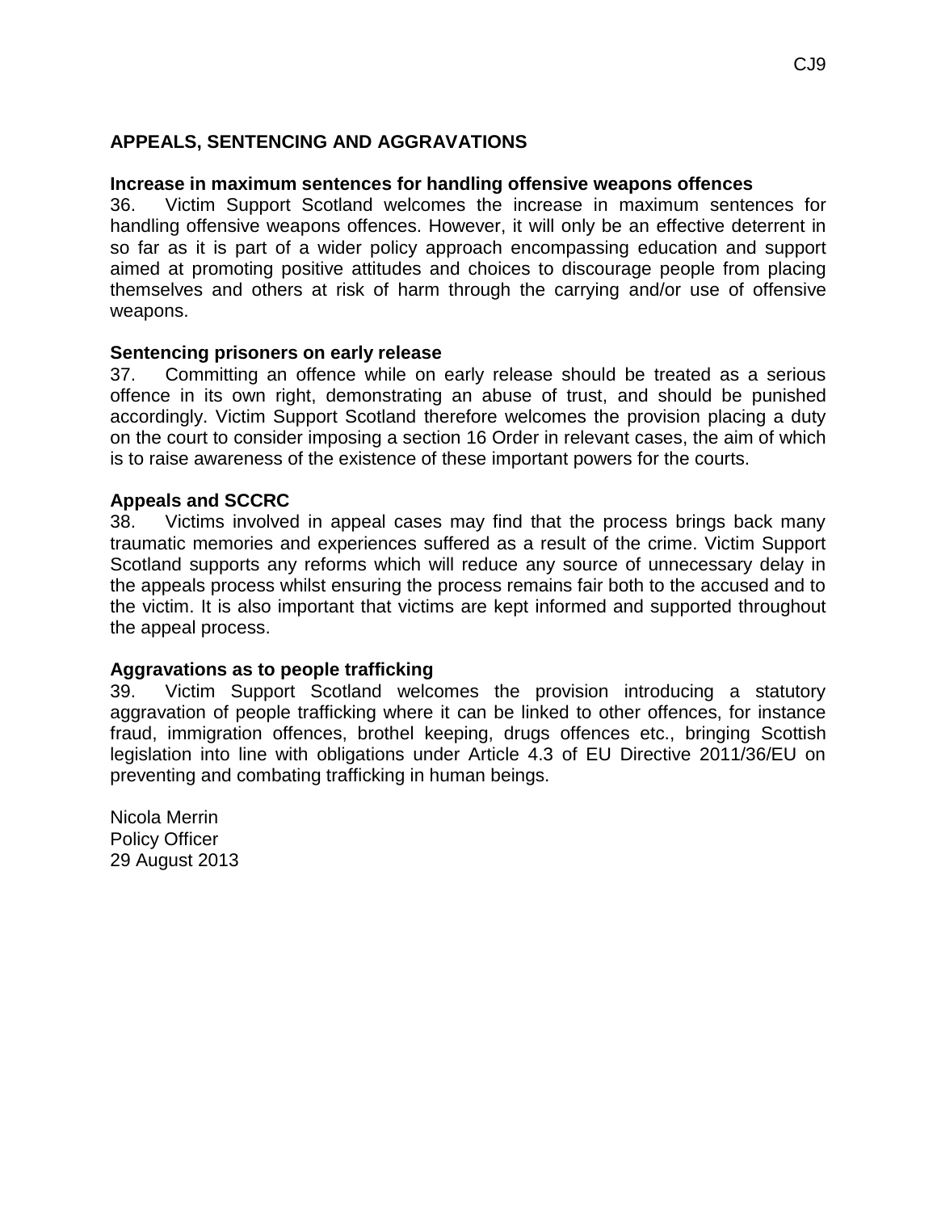## APPEALS, SENTENCING AND AGGRAVATIONS

**Increase in maximum sentences for handling offensive weapons offences**

36. Victim Support Scotland welcomes the increase in maximum sentences for handling offensive weapons offences. However, it will only be an effective deterrent in so far as it is part of a wider policy approach encompassing education and support aimed at promoting positive attitudes and choices to discourage people from placing themselves and others at risk of harm through the carrying and/or use of offensive weapons.

**Sentencing prisoners on early release**

37. Committing an offence while on early release should be treated as a serious offence in its own right, demonstrating an abuse of trust, and should be punished accordingly. Victim Support Scotland therefore welcomes the provision placing a duty on the court to consider imposing a section 16 Order in relevant cases, the aim of which is to raise awareness of the existence of these important powers for the courts.

**Appeals and SCCRC**

38. Victims involved in appeal cases may find that the process brings back many traumatic memories and experiences suffered as a result of the crime. Victim Support Scotland supports any reforms which will reduce any source of unnecessary delay in the appeals process whilst ensuring the process remains fair both to the accused and to the victim. It is also important that victims are kept informed and supported throughout the appeal process.

**Aggravations as to people trafficking**

39. Victim Support Scotland welcomes the provision introducing a statutory aggravation of people trafficking where it can be linked to other offences, for instance fraud, immigration offences, brothel keeping, drugs offences etc., bringing Scottish legislation into line with obligations under Article 4.3 of EU Directive 2011/36/EU on preventing and combating trafficking in human beings.

Nicola Merrin
Policy Officer
29 August 2013